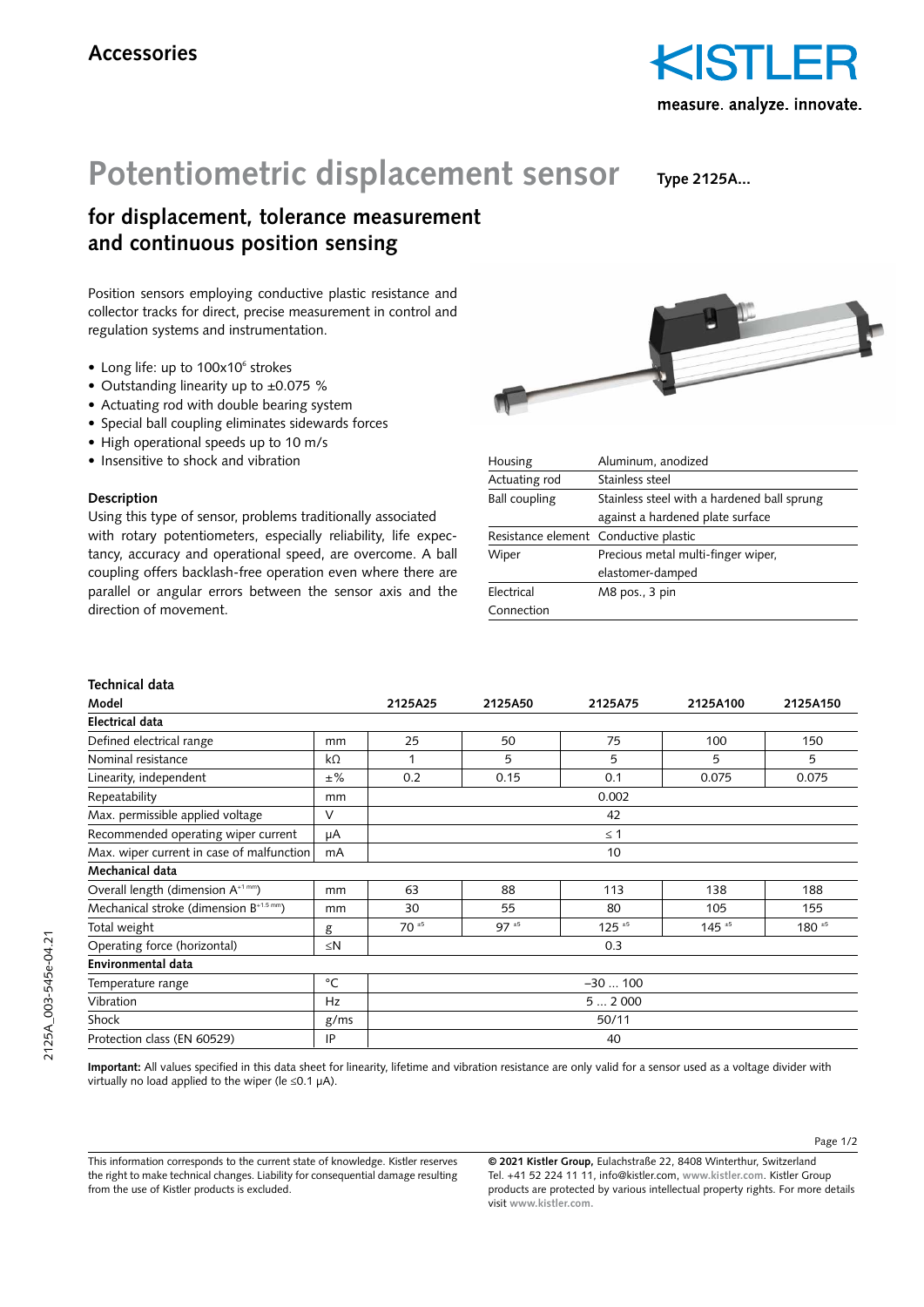## Accessories

# Potentiometric displacement sensor

**Type 2125A...**

## for displacement, tolerance measurement and continuous position sensing

Position sensors employing conductive plastic resistance and collector tracks for direct, precise measurement in control and regulation systems and instrumentation.

- Long life: up to 100x10⁶ strokes
- Outstanding linearity up to ±0.075 %
- Actuating rod with double bearing system
- Special ball coupling eliminates sidewards forces
- High operational speeds up to 10 m/s
- Insensitive to shock and vibration

### Description

Using this type of sensor, problems traditionally associated with rotary potentiometers, especially reliability, life expectancy, accuracy and operational speed, are overcome. A ball coupling offers backlash-free operation even where there are parallel or angular errors between the sensor axis and the direction of movement.

| | |
|---|---|
| Housing | Aluminum, anodized |
| Actuating rod | Stainless steel |
| Ball coupling | Stainless steel with a hardened ball sprung against a hardened plate surface |
| Resistance element | Conductive plastic |
| Wiper | Precious metal multi-finger wiper, elastomer-damped |
| Electrical Connection | M8 pos., 3 pin |

### Technical data

| Model | | 2125A25 | 2125A50 | 2125A75 | 2125A100 | 2125A150 |
|---|---|---|---|---|---|---|
| **Electrical data** | | | | | | |
| Defined electrical range | mm | 25 | 50 | 75 | 100 | 150 |
| Nominal resistance | kΩ | 1 | 5 | 5 | 5 | 5 |
| Linearity, independent | ±% | 0.2 | 0.15 | 0.1 | 0.075 | 0.075 |
| Repeatability | mm | 0.002 | | | | |
| Max. permissible applied voltage | V | 42 | | | | |
| Recommended operating wiper current | µA | ≤ 1 | | | | |
| Max. wiper current in case of malfunction | mA | 10 | | | | |
| **Mechanical data** | | | | | | |
| Overall length (dimension A$^{+1\ mm}$) | mm | 63 | 88 | 113 | 138 | 188 |
| Mechanical stroke (dimension B$^{+1.5\ mm}$) | mm | 30 | 55 | 80 | 105 | 155 |
| Total weight | g | 70 $^{\pm5}$ | 97 $^{\pm5}$ | 125 $^{\pm5}$ | 145 $^{\pm5}$ | 180 $^{\pm5}$ |
| Operating force (horizontal) | ≤N | 0.3 | | | | |
| **Environmental data** | | | | | | |
| Temperature range | °C | –30 ... 100 | | | | |
| Vibration | Hz | 5 ... 2 000 | | | | |
| Shock | g/ms | 50/11 | | | | |
| Protection class (EN 60529) | IP | 40 | | | | |

**Important:** All values specified in this data sheet for linearity, lifetime and vibration resistance are only valid for a sensor used as a voltage divider with virtually no load applied to the wiper (Ie ≤0.1 µA).

This information corresponds to the current state of knowledge. Kistler reserves the right to make technical changes. Liability for consequential damage resulting from the use of Kistler products is excluded.

**© 2021 Kistler Group,** Eulachstraße 22, 8408 Winterthur, Switzerland
Tel. +41 52 224 11 11, info@kistler.com, www.kistler.com. Kistler Group products are protected by various intellectual property rights. For more details visit www.kistler.com.

2125A_003-545e-04.21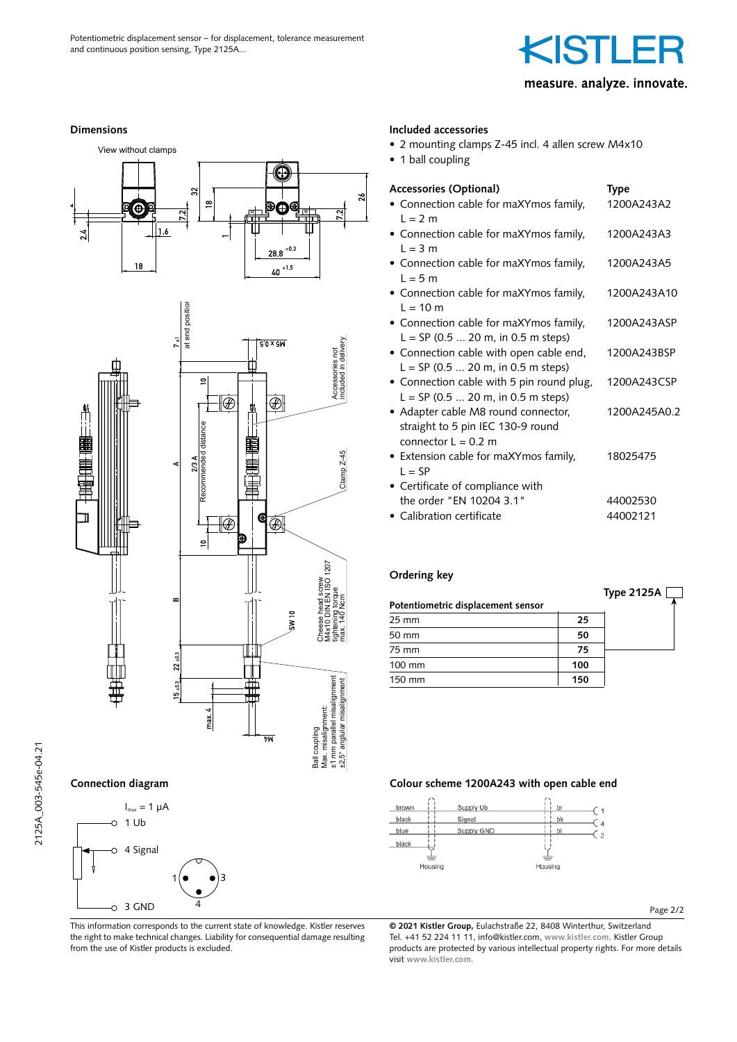## Dimensions

View without clamps

32
18
26
7.2
7.2
2.4
1.6
18
28.8 $^{+0.3}$
40 $^{+1.5}$
1

7 ±1 at end position
M5 x 0.5
10
A
2/3 A
Recommended distance
10
B
22 ±0.3
15 ±0.3
max. 4
M4
SW 10
Accessories not included in delivery
Clamp Z-45
Cheese head screw M4x10 DIN EN ISO 1207 tightening torque max. 140 Ncm
Ball coupling Max. misalignment: ±1 mm parallel misalignment ±2.5° angular misalignment

## Included accessories

- 2 mounting clamps Z-45 incl. 4 allen screw M4x10
- 1 ball coupling

## Accessories (Optional)

| Accessories (Optional) | Type |
|---|---|
| • Connection cable for maXYmos family, L = 2 m | 1200A243A2 |
| • Connection cable for maXYmos family, L = 3 m | 1200A243A3 |
| • Connection cable for maXYmos family, L = 5 m | 1200A243A5 |
| • Connection cable for maXYmos family, L = 10 m | 1200A243A10 |
| • Connection cable for maXYmos family, L = SP (0.5 ... 20 m, in 0.5 m steps) | 1200A243ASP |
| • Connection cable with open cable end, L = SP (0.5 ... 20 m, in 0.5 m steps) | 1200A243BSP |
| • Connection cable with 5 pin round plug, L = SP (0.5 ... 20 m, in 0.5 m steps) | 1200A243CSP |
| • Adapter cable M8 round connector, straight to 5 pin IEC 130-9 round connector L = 0.2 m | 1200A245A0.2 |
| • Extension cable for maXYmos family, L = SP | 18025475 |
| • Certificate of compliance with the order "EN 10204 3.1" | 44002530 |
| • Calibration certificate | 44002121 |

## Ordering key

Type 2125A

| Potentiometric displacement sensor | |
|---|---|
| 25 mm | 25 |
| 50 mm | 50 |
| 75 mm | 75 |
| 100 mm | 100 |
| 150 mm | 150 |

## Connection diagram

$I_{max}$ = 1 µA
1 Ub
4 Signal
3 GND
1
3
4

## Colour scheme 1200A243 with open cable end

brown — Supply Ub — br — 1
black — Signal — bk — 4
blue — Supply GND — bl — 3
black
Housing
Housing

This information corresponds to the current state of knowledge. Kistler reserves the right to make technical changes. Liability for consequential damage resulting from the use of Kistler products is excluded.

**© 2021 Kistler Group,** Eulachstraße 22, 8408 Winterthur, Switzerland
Tel. +41 52 224 11 11, info@kistler.com, www.kistler.com. Kistler Group products are protected by various intellectual property rights. For more details visit www.kistler.com.

2125A_003-545e-04.21